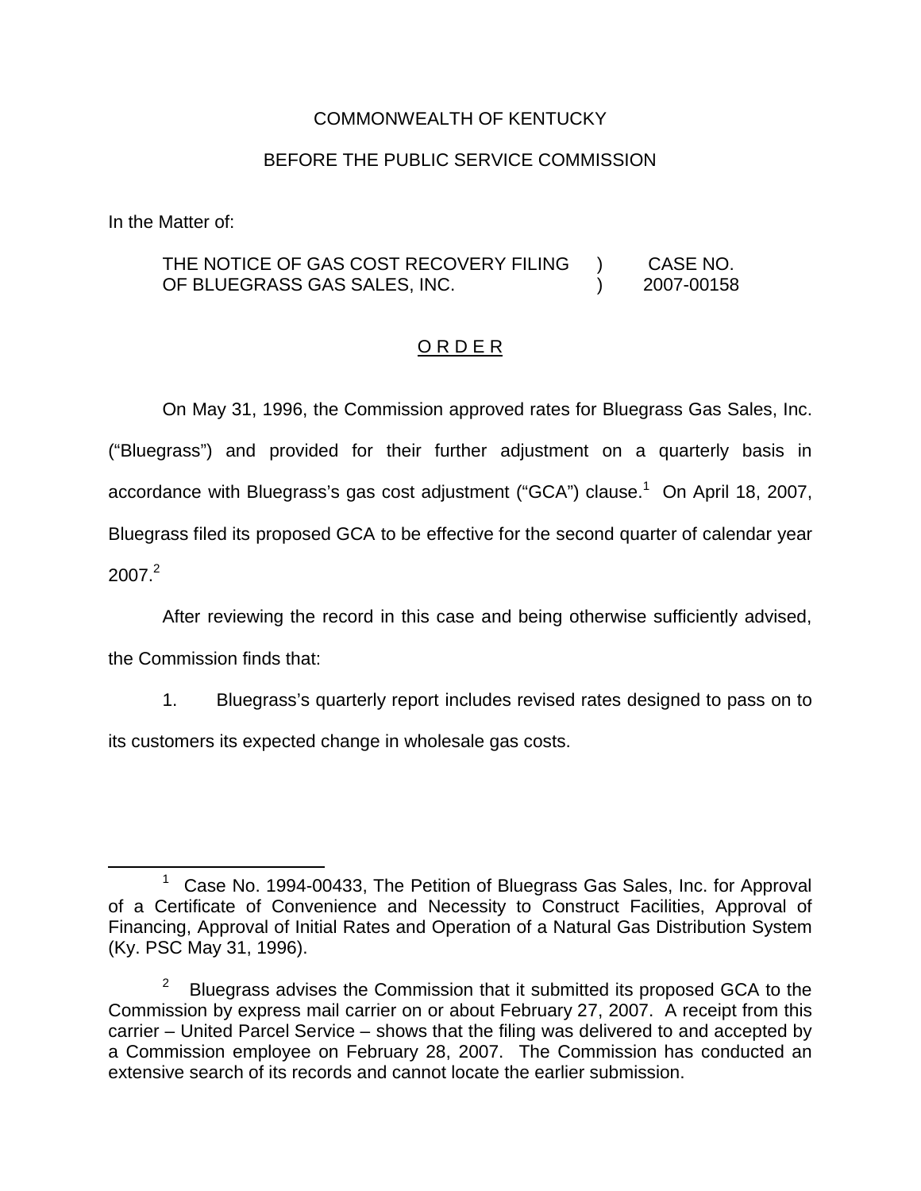COMMONWEALTH OF KENTUCKY

BEFORE THE PUBLIC SERVICE COMMISSION

In the Matter of:

THE NOTICE OF GAS COST RECOVERY FILING OF BLUEGRASS GAS SALES, INC. ) CASE NO. 2007-00158

## O R D E R

On May 31, 1996, the Commission approved rates for Bluegrass Gas Sales, Inc. ("Bluegrass") and provided for their further adjustment on a quarterly basis in accordance with Bluegrass's gas cost adjustment ("GCA") clause.[1] On April 18, 2007, Bluegrass filed its proposed GCA to be effective for the second quarter of calendar year 2007.[2]

After reviewing the record in this case and being otherwise sufficiently advised, the Commission finds that:

1. Bluegrass's quarterly report includes revised rates designed to pass on to its customers its expected change in wholesale gas costs.

---

[1] Case No. 1994-00433, The Petition of Bluegrass Gas Sales, Inc. for Approval of a Certificate of Convenience and Necessity to Construct Facilities, Approval of Financing, Approval of Initial Rates and Operation of a Natural Gas Distribution System (Ky. PSC May 31, 1996).

[2] Bluegrass advises the Commission that it submitted its proposed GCA to the Commission by express mail carrier on or about February 27, 2007. A receipt from this carrier – United Parcel Service – shows that the filing was delivered to and accepted by a Commission employee on February 28, 2007. The Commission has conducted an extensive search of its records and cannot locate the earlier submission.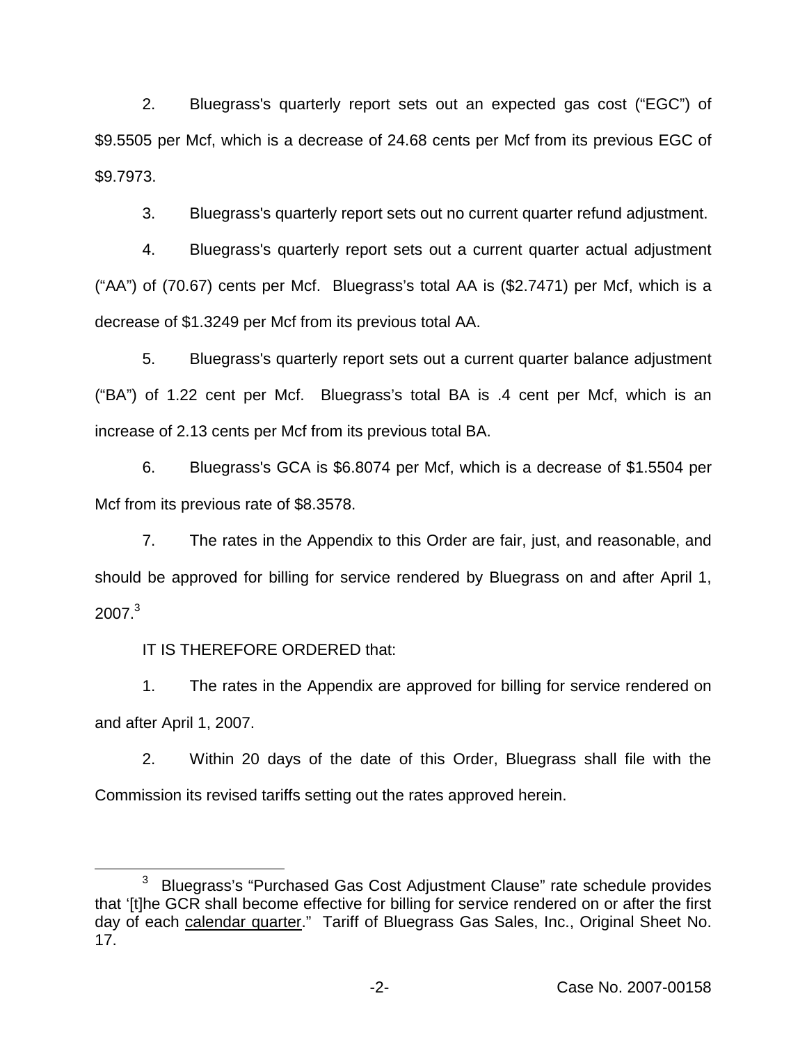2. Bluegrass's quarterly report sets out an expected gas cost ("EGC") of $9.5505 per Mcf, which is a decrease of 24.68 cents per Mcf from its previous EGC of $9.7973.

3. Bluegrass's quarterly report sets out no current quarter refund adjustment.

4. Bluegrass's quarterly report sets out a current quarter actual adjustment ("AA") of (70.67) cents per Mcf. Bluegrass's total AA is ($2.7471) per Mcf, which is a decrease of $1.3249 per Mcf from its previous total AA.

5. Bluegrass's quarterly report sets out a current quarter balance adjustment ("BA") of 1.22 cent per Mcf. Bluegrass's total BA is .4 cent per Mcf, which is an increase of 2.13 cents per Mcf from its previous total BA.

6. Bluegrass's GCA is $6.8074 per Mcf, which is a decrease of $1.5504 per Mcf from its previous rate of $8.3578.

7. The rates in the Appendix to this Order are fair, just, and reasonable, and should be approved for billing for service rendered by Bluegrass on and after April 1, 2007.[3]

IT IS THEREFORE ORDERED that:

1. The rates in the Appendix are approved for billing for service rendered on and after April 1, 2007.

2. Within 20 days of the date of this Order, Bluegrass shall file with the Commission its revised tariffs setting out the rates approved herein.

---

[3] Bluegrass's "Purchased Gas Cost Adjustment Clause" rate schedule provides that '[t]he GCR shall become effective for billing for service rendered on or after the first day of each <u>calendar quarter</u>." Tariff of Bluegrass Gas Sales, Inc., Original Sheet No. 17.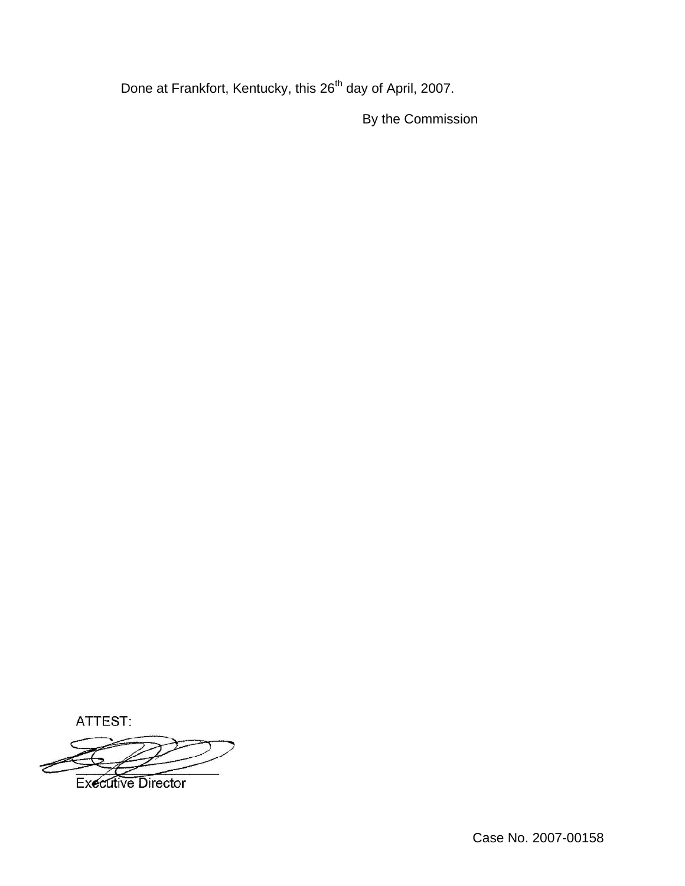Done at Frankfort, Kentucky, this 26th day of April, 2007.

By the Commission

ATTEST:

Executive Director

Case No. 2007-00158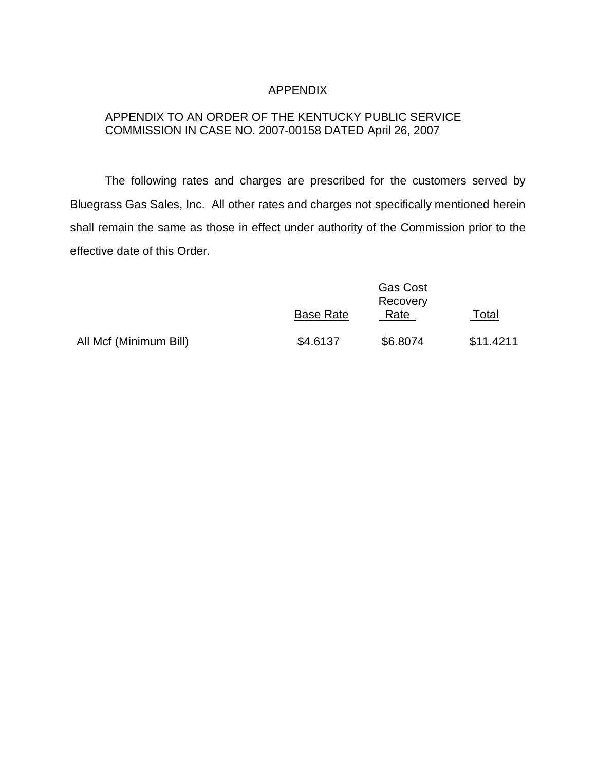# APPENDIX

APPENDIX TO AN ORDER OF THE KENTUCKY PUBLIC SERVICE COMMISSION IN CASE NO. 2007-00158 DATED April 26, 2007

The following rates and charges are prescribed for the customers served by Bluegrass Gas Sales, Inc. All other rates and charges not specifically mentioned herein shall remain the same as those in effect under authority of the Commission prior to the effective date of this Order.

| | Base Rate | Gas Cost Recovery Rate | Total |
|---|---|---|---|
| All Mcf (Minimum Bill) | $4.6137 | $6.8074 | $11.4211 |